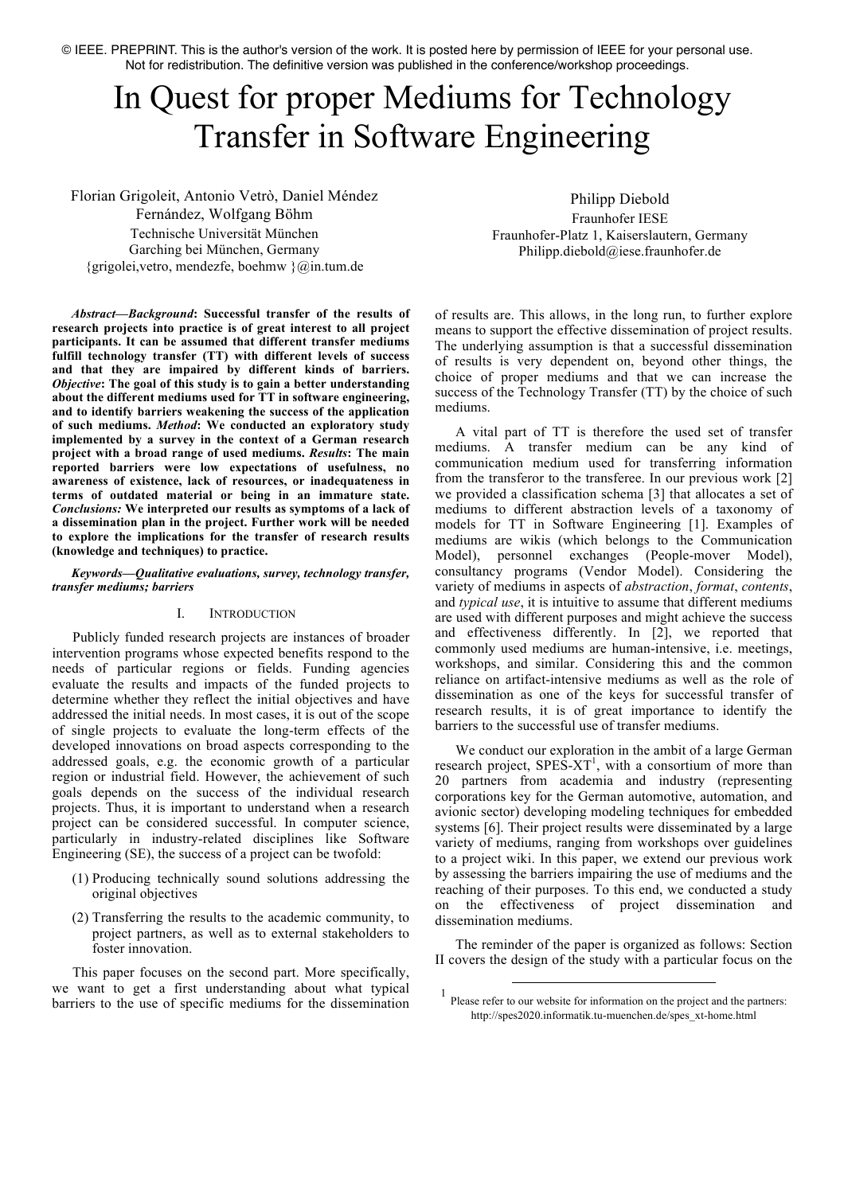© IEEE. PREPRINT. This is the author's version of the work. It is posted here by permission of IEEE for your personal use. Not for redistribution. The definitive version was published in the conference/workshop proceedings.

# In Quest for proper Mediums for Technology Transfer in Software Engineering

Florian Grigoleit, Antonio Vetrò, Daniel Méndez Fernández, Wolfgang Böhm
Technische Universität München
Garching bei München, Germany
{grigolei,vetro, mendezfe, boehmw }@in.tum.de

Philipp Diebold
Fraunhofer IESE
Fraunhofer-Platz 1, Kaiserslautern, Germany
Philipp.diebold@iese.fraunhofer.de

***Abstract—Background*: Successful transfer of the results of research projects into practice is of great interest to all project participants. It can be assumed that different transfer mediums fulfill technology transfer (TT) with different levels of success and that they are impaired by different kinds of barriers. *Objective*: The goal of this study is to gain a better understanding about the different mediums used for TT in software engineering, and to identify barriers weakening the success of the application of such mediums. *Method*: We conducted an exploratory study implemented by a survey in the context of a German research project with a broad range of used mediums. *Results*: The main reported barriers were low expectations of usefulness, no awareness of existence, lack of resources, or inadequateness in terms of outdated material or being in an immature state. *Conclusions:* We interpreted our results as symptoms of a lack of a dissemination plan in the project. Further work will be needed to explore the implications for the transfer of research results (knowledge and techniques) to practice.**

***Keywords—Qualitative evaluations, survey, technology transfer, transfer mediums; barriers***

## I. INTRODUCTION

Publicly funded research projects are instances of broader intervention programs whose expected benefits respond to the needs of particular regions or fields. Funding agencies evaluate the results and impacts of the funded projects to determine whether they reflect the initial objectives and have addressed the initial needs. In most cases, it is out of the scope of single projects to evaluate the long-term effects of the developed innovations on broad aspects corresponding to the addressed goals, e.g. the economic growth of a particular region or industrial field. However, the achievement of such goals depends on the success of the individual research projects. Thus, it is important to understand when a research project can be considered successful. In computer science, particularly in industry-related disciplines like Software Engineering (SE), the success of a project can be twofold:

(1) Producing technically sound solutions addressing the original objectives

(2) Transferring the results to the academic community, to project partners, as well as to external stakeholders to foster innovation.

This paper focuses on the second part. More specifically, we want to get a first understanding about what typical barriers to the use of specific mediums for the dissemination of results are. This allows, in the long run, to further explore means to support the effective dissemination of project results. The underlying assumption is that a successful dissemination of results is very dependent on, beyond other things, the choice of proper mediums and that we can increase the success of the Technology Transfer (TT) by the choice of such mediums.

A vital part of TT is therefore the used set of transfer mediums. A transfer medium can be any kind of communication medium used for transferring information from the transferor to the transferee. In our previous work [2] we provided a classification schema [3] that allocates a set of mediums to different abstraction levels of a taxonomy of models for TT in Software Engineering [1]. Examples of mediums are wikis (which belongs to the Communication Model), personnel exchanges (People-mover Model), consultancy programs (Vendor Model). Considering the variety of mediums in aspects of *abstraction*, *format*, *contents*, and *typical use*, it is intuitive to assume that different mediums are used with different purposes and might achieve the success and effectiveness differently. In [2], we reported that commonly used mediums are human-intensive, i.e. meetings, workshops, and similar. Considering this and the common reliance on artifact-intensive mediums as well as the role of dissemination as one of the keys for successful transfer of research results, it is of great importance to identify the barriers to the successful use of transfer mediums.

We conduct our exploration in the ambit of a large German research project, SPES-XT[1], with a consortium of more than 20 partners from academia and industry (representing corporations key for the German automotive, automation, and avionic sector) developing modeling techniques for embedded systems [6]. Their project results were disseminated by a large variety of mediums, ranging from workshops over guidelines to a project wiki. In this paper, we extend our previous work by assessing the barriers impairing the use of mediums and the reaching of their purposes. To this end, we conducted a study on the effectiveness of project dissemination and dissemination mediums.

The reminder of the paper is organized as follows: Section II covers the design of the study with a particular focus on the

[1] Please refer to our website for information on the project and the partners: http://spes2020.informatik.tu-muenchen.de/spes_xt-home.html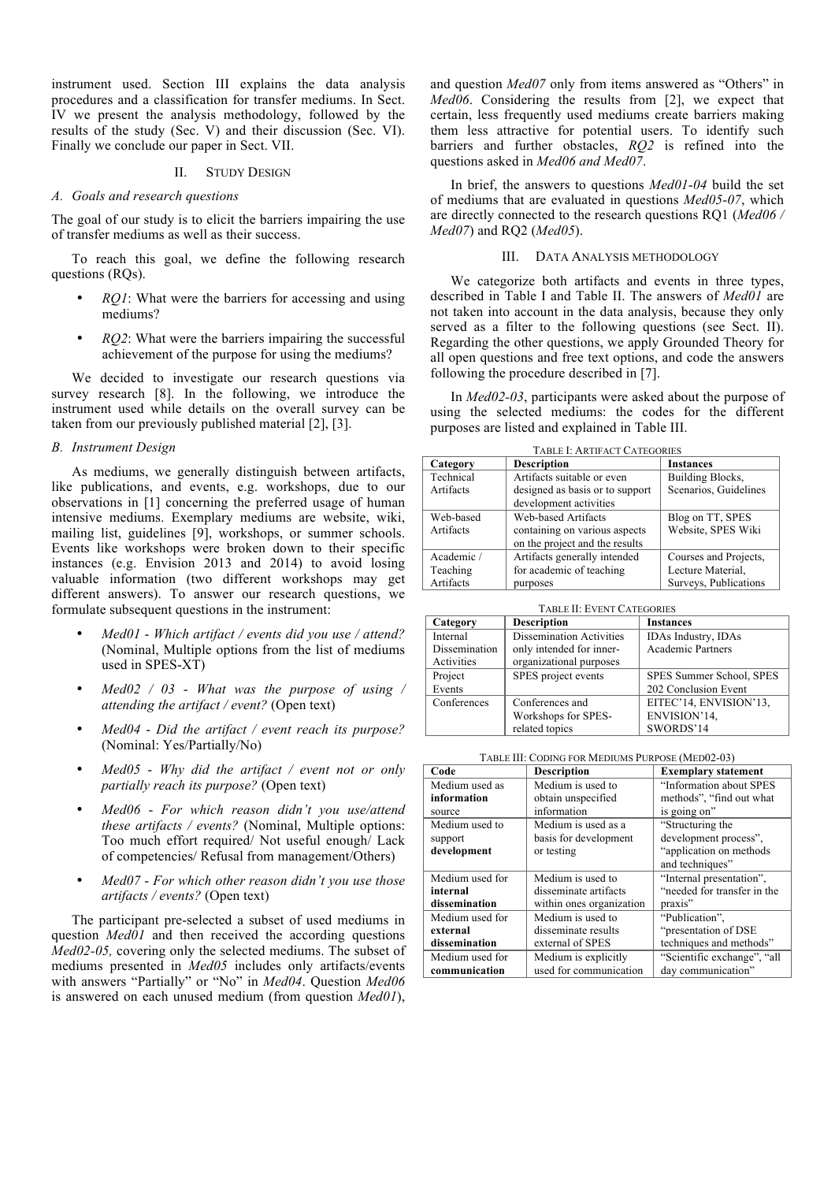instrument used. Section III explains the data analysis procedures and a classification for transfer mediums. In Sect. IV we present the analysis methodology, followed by the results of the study (Sec. V) and their discussion (Sec. VI). Finally we conclude our paper in Sect. VII.

## II. Study Design

### A. Goals and research questions

The goal of our study is to elicit the barriers impairing the use of transfer mediums as well as their success.

To reach this goal, we define the following research questions (RQs).

- *RQ1*: What were the barriers for accessing and using mediums?
- *RQ2*: What were the barriers impairing the successful achievement of the purpose for using the mediums?

We decided to investigate our research questions via survey research [8]. In the following, we introduce the instrument used while details on the overall survey can be taken from our previously published material [2], [3].

### B. Instrument Design

As mediums, we generally distinguish between artifacts, like publications, and events, e.g. workshops, due to our observations in [1] concerning the preferred usage of human intensive mediums. Exemplary mediums are website, wiki, mailing list, guidelines [9], workshops, or summer schools. Events like workshops were broken down to their specific instances (e.g. Envision 2013 and 2014) to avoid losing valuable information (two different workshops may get different answers). To answer our research questions, we formulate subsequent questions in the instrument:

- *Med01 - Which artifact / events did you use / attend?* (Nominal, Multiple options from the list of mediums used in SPES-XT)
- *Med02 / 03 - What was the purpose of using / attending the artifact / event?* (Open text)
- *Med04 - Did the artifact / event reach its purpose?* (Nominal: Yes/Partially/No)
- *Med05 - Why did the artifact / event not or only partially reach its purpose?* (Open text)
- *Med06 - For which reason didn't you use/attend these artifacts / events?* (Nominal, Multiple options: Too much effort required/ Not useful enough/ Lack of competencies/ Refusal from management/Others)
- *Med07 - For which other reason didn't you use those artifacts / events?* (Open text)

The participant pre-selected a subset of used mediums in question *Med01* and then received the according questions *Med02-05,* covering only the selected mediums. The subset of mediums presented in *Med05* includes only artifacts/events with answers "Partially" or "No" in *Med04*. Question *Med06* is answered on each unused medium (from question *Med01*), and question *Med07* only from items answered as "Others" in *Med06*. Considering the results from [2], we expect that certain, less frequently used mediums create barriers making them less attractive for potential users. To identify such barriers and further obstacles, *RQ2* is refined into the questions asked in *Med06 and Med07*.

In brief, the answers to questions *Med01-04* build the set of mediums that are evaluated in questions *Med05-07*, which are directly connected to the research questions RQ1 (*Med06 / Med07*) and RQ2 (*Med05*).

## III. Data Analysis methodology

We categorize both artifacts and events in three types, described in Table I and Table II. The answers of *Med01* are not taken into account in the data analysis, because they only served as a filter to the following questions (see Sect. II). Regarding the other questions, we apply Grounded Theory for all open questions and free text options, and code the answers following the procedure described in [7].

In *Med02-03*, participants were asked about the purpose of using the selected mediums: the codes for the different purposes are listed and explained in Table III.

TABLE I: Artifact Categories

| Category | Description | Instances |
|---|---|---|
| Technical Artifacts | Artifacts suitable or even designed as basis or to support development activities | Building Blocks, Scenarios, Guidelines |
| Web-based Artifacts | Web-based Artifacts containing on various aspects on the project and the results | Blog on TT, SPES Website, SPES Wiki |
| Academic / Teaching Artifacts | Artifacts generally intended for academic of teaching purposes | Courses and Projects, Lecture Material, Surveys, Publications |

TABLE II: Event Categories

| Category | Description | Instances |
|---|---|---|
| Internal Dissemination Activities | Dissemination Activities only intended for inner-organizational purposes | IDAs Industry, IDAs Academic Partners |
| Project Events | SPES project events | SPES Summer School, SPES 202 Conclusion Event |
| Conferences | Conferences and Workshops for SPES-related topics | EITEC'14, ENVISION'13, ENVISION'14, SWORDS'14 |

TABLE III: Coding for Mediums Purpose (Med02-03)

| Code | Description | Exemplary statement |
|---|---|---|
| Medium used as **information** source | Medium is used to obtain unspecified information | "Information about SPES methods", "find out what is going on" |
| Medium used to support **development** | Medium is used as a basis for development or testing | "Structuring the development process", "application on methods and techniques" |
| Medium used for **internal dissemination** | Medium is used to disseminate artifacts within ones organization | "Internal presentation", "needed for transfer in the praxis" |
| Medium used for **external dissemination** | Medium is used to disseminate results external of SPES | "Publication", "presentation of DSE techniques and methods" |
| Medium used for **communication** | Medium is explicitly used for communication | "Scientific exchange", "all day communication" |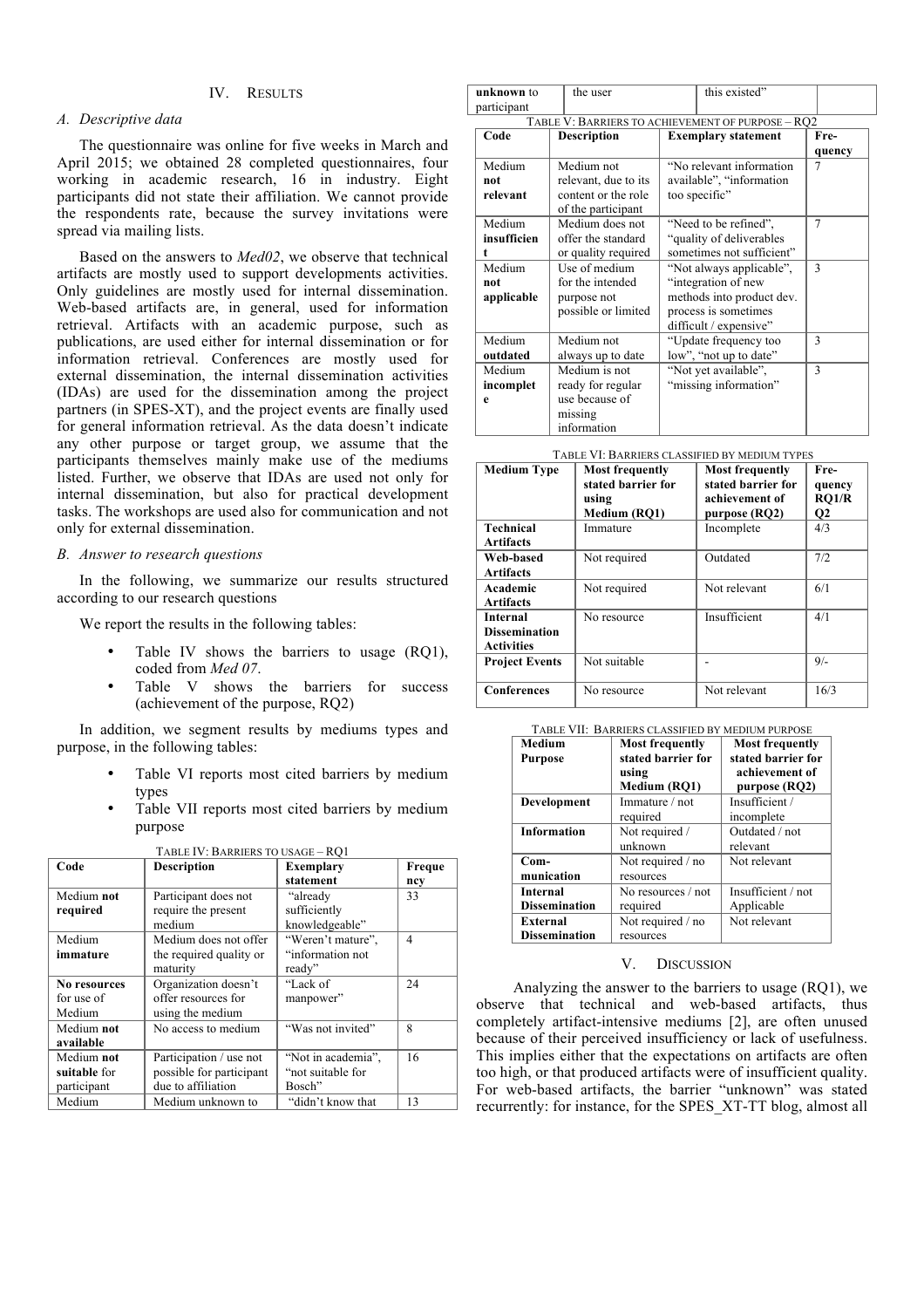## IV. Results

### A. Descriptive data

The questionnaire was online for five weeks in March and April 2015; we obtained 28 completed questionnaires, four working in academic research, 16 in industry. Eight participants did not state their affiliation. We cannot provide the respondents rate, because the survey invitations were spread via mailing lists.

Based on the answers to *Med02*, we observe that technical artifacts are mostly used to support developments activities. Only guidelines are mostly used for internal dissemination. Web-based artifacts are, in general, used for information retrieval. Artifacts with an academic purpose, such as publications, are used either for internal dissemination or for information retrieval. Conferences are mostly used for external dissemination, the internal dissemination activities (IDAs) are used for the dissemination among the project partners (in SPES-XT), and the project events are finally used for general information retrieval. As the data doesn't indicate any other purpose or target group, we assume that the participants themselves mainly make use of the mediums listed. Further, we observe that IDAs are used not only for internal dissemination, but also for practical development tasks. The workshops are used also for communication and not only for external dissemination.

### B. Answer to research questions

In the following, we summarize our results structured according to our research questions

We report the results in the following tables:

- Table IV shows the barriers to usage (RQ1), coded from *Med 07*.
- Table V shows the barriers for success (achievement of the purpose, RQ2)

In addition, we segment results by mediums types and purpose, in the following tables:

- Table VI reports most cited barriers by medium types
- Table VII reports most cited barriers by medium purpose

TABLE IV: BARRIERS TO USAGE – RQ1

| Code | Description | Exemplary statement | Frequency |
|---|---|---|---|
| Medium **not required** | Participant does not require the present medium | "already sufficiently knowledgeable" | 33 |
| Medium **immature** | Medium does not offer the required quality or maturity | "Weren't mature", "information not ready" | 4 |
| **No resources** for use of Medium | Organization doesn't offer resources for using the medium | "Lack of manpower" | 24 |
| Medium **not available** | No access to medium | "Was not invited" | 8 |
| Medium **not suitable** for participant | Participation / use not possible for participant due to affiliation | "Not in academia", "not suitable for Bosch" | 16 |
| Medium **unknown** to participant | Medium unknown to the user | "didn't know that this existed" | 13 |

TABLE V: BARRIERS TO ACHIEVEMENT OF PURPOSE – RQ2

| Code | Description | Exemplary statement | Frequency |
|---|---|---|---|
| Medium **not relevant** | Medium not relevant, due to its content or the role of the participant | "No relevant information available", "information too specific" | 7 |
| Medium **insufficient** | Medium does not offer the standard or quality required | "Need to be refined", "quality of deliverables sometimes not sufficient" | 7 |
| Medium **not applicable** | Use of medium for the intended purpose not possible or limited | "Not always applicable", "integration of new methods into product dev. process is sometimes difficult / expensive" | 3 |
| Medium **outdated** | Medium not always up to date | "Update frequency too low", "not up to date" | 3 |
| Medium **incomplete** | Medium is not ready for regular use because of missing information | "Not yet available", "missing information" | 3 |

TABLE VI: BARRIERS CLASSIFIED BY MEDIUM TYPES

| Medium Type | Most frequently stated barrier for using Medium (RQ1) | Most frequently stated barrier for achievement of purpose (RQ2) | Frequency RQ1/RQ2 |
|---|---|---|---|
| **Technical Artifacts** | Immature | Incomplete | 4/3 |
| **Web-based Artifacts** | Not required | Outdated | 7/2 |
| **Academic Artifacts** | Not required | Not relevant | 6/1 |
| **Internal Dissemination Activities** | No resource | Insufficient | 4/1 |
| **Project Events** | Not suitable | - | 9/- |
| **Conferences** | No resource | Not relevant | 16/3 |

TABLE VII: BARRIERS CLASSIFIED BY MEDIUM PURPOSE

| Medium Purpose | Most frequently stated barrier for using Medium (RQ1) | Most frequently stated barrier for achievement of purpose (RQ2) |
|---|---|---|
| **Development** | Immature / not required | Insufficient / incomplete |
| **Information** | Not required / unknown | Outdated / not relevant |
| **Communication** | Not required / no resources | Not relevant |
| **Internal Dissemination** | No resources / not required | Insufficient / not Applicable |
| **External Dissemination** | Not required / no resources | Not relevant |

## V. Discussion

Analyzing the answer to the barriers to usage (RQ1), we observe that technical and web-based artifacts, thus completely artifact-intensive mediums [2], are often unused because of their perceived insufficiency or lack of usefulness. This implies either that the expectations on artifacts are often too high, or that produced artifacts were of insufficient quality. For web-based artifacts, the barrier "unknown" was stated recurrently: for instance, for the SPES_XT-TT blog, almost all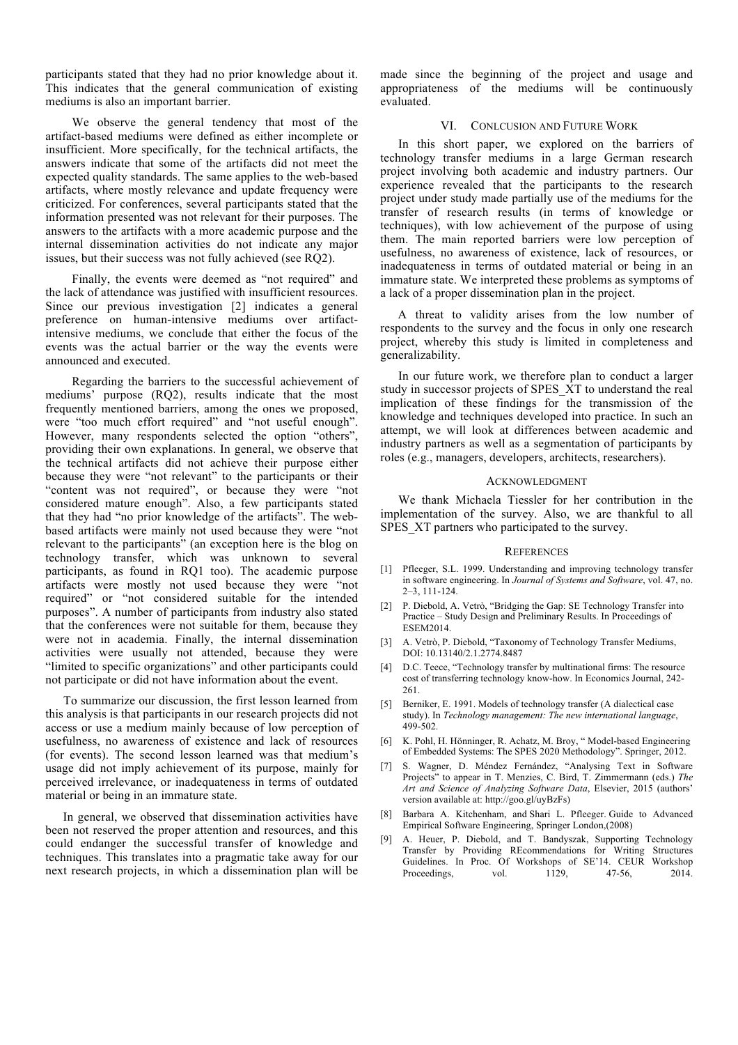participants stated that they had no prior knowledge about it. This indicates that the general communication of existing mediums is also an important barrier.

We observe the general tendency that most of the artifact-based mediums were defined as either incomplete or insufficient. More specifically, for the technical artifacts, the answers indicate that some of the artifacts did not meet the expected quality standards. The same applies to the web-based artifacts, where mostly relevance and update frequency were criticized. For conferences, several participants stated that the information presented was not relevant for their purposes. The answers to the artifacts with a more academic purpose and the internal dissemination activities do not indicate any major issues, but their success was not fully achieved (see RQ2).

Finally, the events were deemed as "not required" and the lack of attendance was justified with insufficient resources. Since our previous investigation [2] indicates a general preference on human-intensive mediums over artifact-intensive mediums, we conclude that either the focus of the events was the actual barrier or the way the events were announced and executed.

Regarding the barriers to the successful achievement of mediums' purpose (RQ2), results indicate that the most frequently mentioned barriers, among the ones we proposed, were "too much effort required" and "not useful enough". However, many respondents selected the option "others", providing their own explanations. In general, we observe that the technical artifacts did not achieve their purpose either because they were "not relevant" to the participants or their "content was not required", or because they were "not considered mature enough". Also, a few participants stated that they had "no prior knowledge of the artifacts". The web-based artifacts were mainly not used because they were "not relevant to the participants" (an exception here is the blog on technology transfer, which was unknown to several participants, as found in RQ1 too). The academic purpose artifacts were mostly not used because they were "not required" or "not considered suitable for the intended purposes". A number of participants from industry also stated that the conferences were not suitable for them, because they were not in academia. Finally, the internal dissemination activities were usually not attended, because they were "limited to specific organizations" and other participants could not participate or did not have information about the event.

To summarize our discussion, the first lesson learned from this analysis is that participants in our research projects did not access or use a medium mainly because of low perception of usefulness, no awareness of existence and lack of resources (for events). The second lesson learned was that medium's usage did not imply achievement of its purpose, mainly for perceived irrelevance, or inadequateness in terms of outdated material or being in an immature state.

In general, we observed that dissemination activities have been not reserved the proper attention and resources, and this could endanger the successful transfer of knowledge and techniques. This translates into a pragmatic take away for our next research projects, in which a dissemination plan will be made since the beginning of the project and usage and appropriateness of the mediums will be continuously evaluated.

## VI. Conlcusion and Future Work

In this short paper, we explored on the barriers of technology transfer mediums in a large German research project involving both academic and industry partners. Our experience revealed that the participants to the research project under study made partially use of the mediums for the transfer of research results (in terms of knowledge or techniques), with low achievement of the purpose of using them. The main reported barriers were low perception of usefulness, no awareness of existence, lack of resources, or inadequateness in terms of outdated material or being in an immature state. We interpreted these problems as symptoms of a lack of a proper dissemination plan in the project.

A threat to validity arises from the low number of respondents to the survey and the focus in only one research project, whereby this study is limited in completeness and generalizability.

In our future work, we therefore plan to conduct a larger study in successor projects of SPES_XT to understand the real implication of these findings for the transmission of the knowledge and techniques developed into practice. In such an attempt, we will look at differences between academic and industry partners as well as a segmentation of participants by roles (e.g., managers, developers, architects, researchers).

## Acknowledgment

We thank Michaela Tiessler for her contribution in the implementation of the survey. Also, we are thankful to all SPES_XT partners who participated to the survey.

## References

[1] Pfleeger, S.L. 1999. Understanding and improving technology transfer in software engineering. In *Journal of Systems and Software*, vol. 47, no. 2–3, 111-124.

[2] P. Diebold, A. Vetrò, "Bridging the Gap: SE Technology Transfer into Practice – Study Design and Preliminary Results. In Proceedings of ESEM2014.

[3] A. Vetrò, P. Diebold, "Taxonomy of Technology Transfer Mediums, DOI: 10.13140/2.1.2774.8487

[4] D.C. Teece, "Technology transfer by multinational firms: The resource cost of transferring technology know-how. In Economics Journal, 242-261.

[5] Berniker, E. 1991. Models of technology transfer (A dialectical case study). In *Technology management: The new international language*, 499-502.

[6] K. Pohl, H. Hönninger, R. Achatz, M. Broy, " Model-based Engineering of Embedded Systems: The SPES 2020 Methodology". Springer, 2012.

[7] S. Wagner, D. Méndez Fernández, "Analysing Text in Software Projects" to appear in T. Menzies, C. Bird, T. Zimmermann (eds.) *The Art and Science of Analyzing Software Data*, Elsevier, 2015 (authors' version available at: http://goo.gl/uyBzFs)

[8] Barbara A. Kitchenham, and Shari L. Pfleeger. Guide to Advanced Empirical Software Engineering, Springer London,(2008)

[9] A. Heuer, P. Diebold, and T. Bandyszak, Supporting Technology Transfer by Providing REcommendations for Writing Structures Guidelines. In Proc. Of Workshops of SE'14. CEUR Workshop Proceedings, vol. 1129, 47-56, 2014.